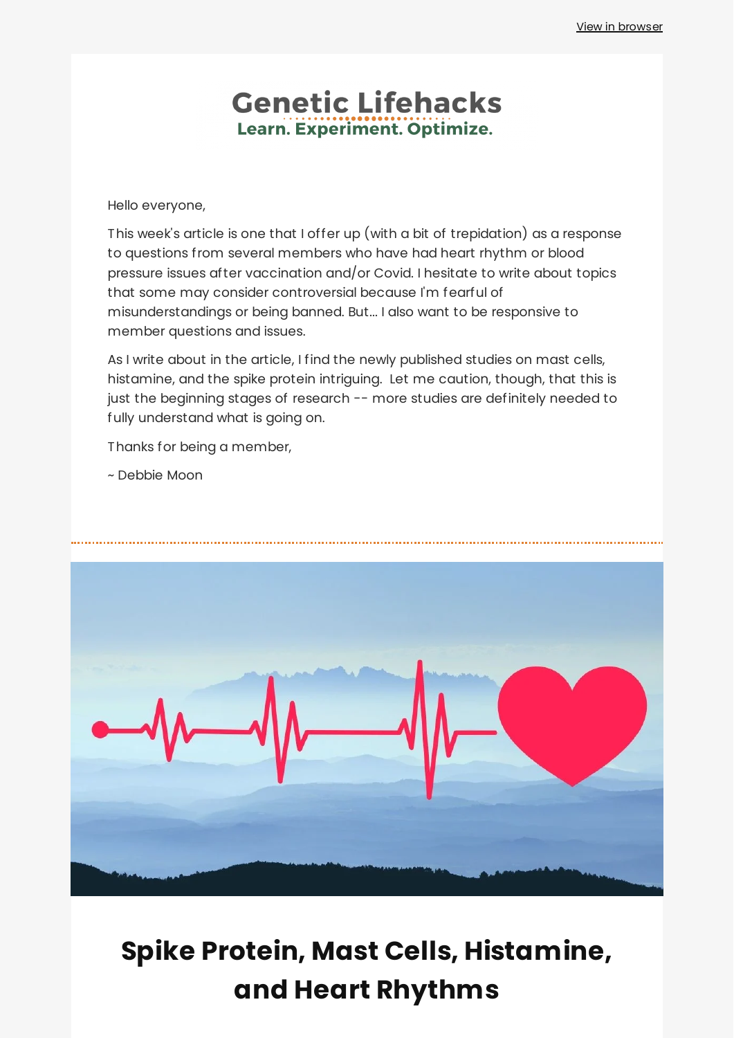View in browser

# Genetic Lifehacks

**Learn. Experiment. Optimize.**

Hello everyone,

This week's article is one that I offer up (with a bit of trepidation) as a response to questions from several members who have had heart rhythm or blood pressure issues after vaccination and/or Covid. I hesitate to write about topics that some may consider controversial because I'm fearful of misunderstandings or being banned. But... I also want to be responsive to member questions and issues.

As I write about in the article, I find the newly published studies on mast cells, histamine, and the spike protein intriguing. Let me caution, though, that this is just the beginning stages of research -- more studies are definitely needed to fully understand what is going on.

Thanks for being a member,

~ Debbie Moon

## Spike Protein, Mast Cells, Histamine, and Heart Rhythms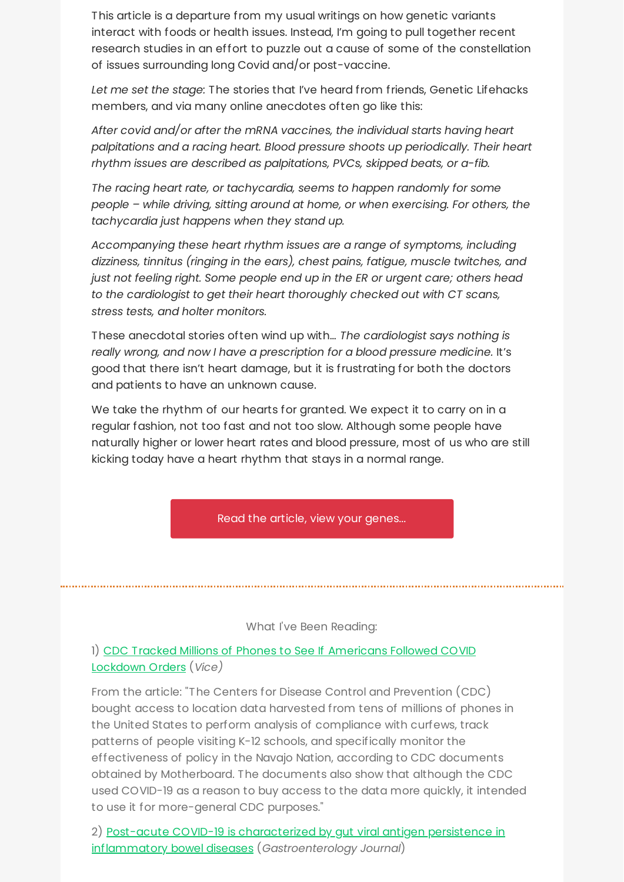This article is a departure from my usual writings on how genetic variants interact with foods or health issues. Instead, I'm going to pull together recent research studies in an effort to puzzle out a cause of some of the constellation of issues surrounding long Covid and/or post-vaccine.

*Let me set the stage*: The stories that I've heard from friends, Genetic Lifehacks members, and via many online anecdotes often go like this:

*After covid and/or after the mRNA vaccines, the individual starts having heart palpitations and a racing heart. Blood pressure shoots up periodically. Their heart rhythm issues are described as palpitations, PVCs, skipped beats, or a-fib.*

*The racing heart rate, or tachycardia, seems to happen randomly for some people – while driving, sitting around at home, or when exercising. For others, the tachycardia just happens when they stand up.*

*Accompanying these heart rhythm issues are a range of symptoms, including dizziness, tinnitus (ringing in the ears), chest pains, fatigue, muscle twitches, and just not feeling right. Some people end up in the ER or urgent care; others head to the cardiologist to get their heart thoroughly checked out with CT scans, stress tests, and holter monitors.*

These anecdotal stories often wind up with... *The cardiologist says nothing is really wrong, and now I have a prescription for a blood pressure medicine.* It's good that there isn't heart damage, but it is frustrating for both the doctors and patients to have an unknown cause.

We take the rhythm of our hearts for granted. We expect it to carry on in a regular fashion, not too fast and not too slow. Although some people have naturally higher or lower heart rates and blood pressure, most of us who are still kicking today have a heart rhythm that stays in a normal range.

Read the article, view your genes...

---

What I've Been Reading:

1) CDC Tracked Millions of Phones to See If Americans Followed COVID Lockdown Orders (*Vice*)

From the article: "The Centers for Disease Control and Prevention (CDC) bought access to location data harvested from tens of millions of phones in the United States to perform analysis of compliance with curfews, track patterns of people visiting K-12 schools, and specifically monitor the effectiveness of policy in the Navajo Nation, according to CDC documents obtained by Motherboard. The documents also show that although the CDC used COVID-19 as a reason to buy access to the data more quickly, it intended to use it for more-general CDC purposes."

2) Post-acute COVID-19 is characterized by gut viral antigen persistence in inflammatory bowel diseases (*Gastroenterology Journal*)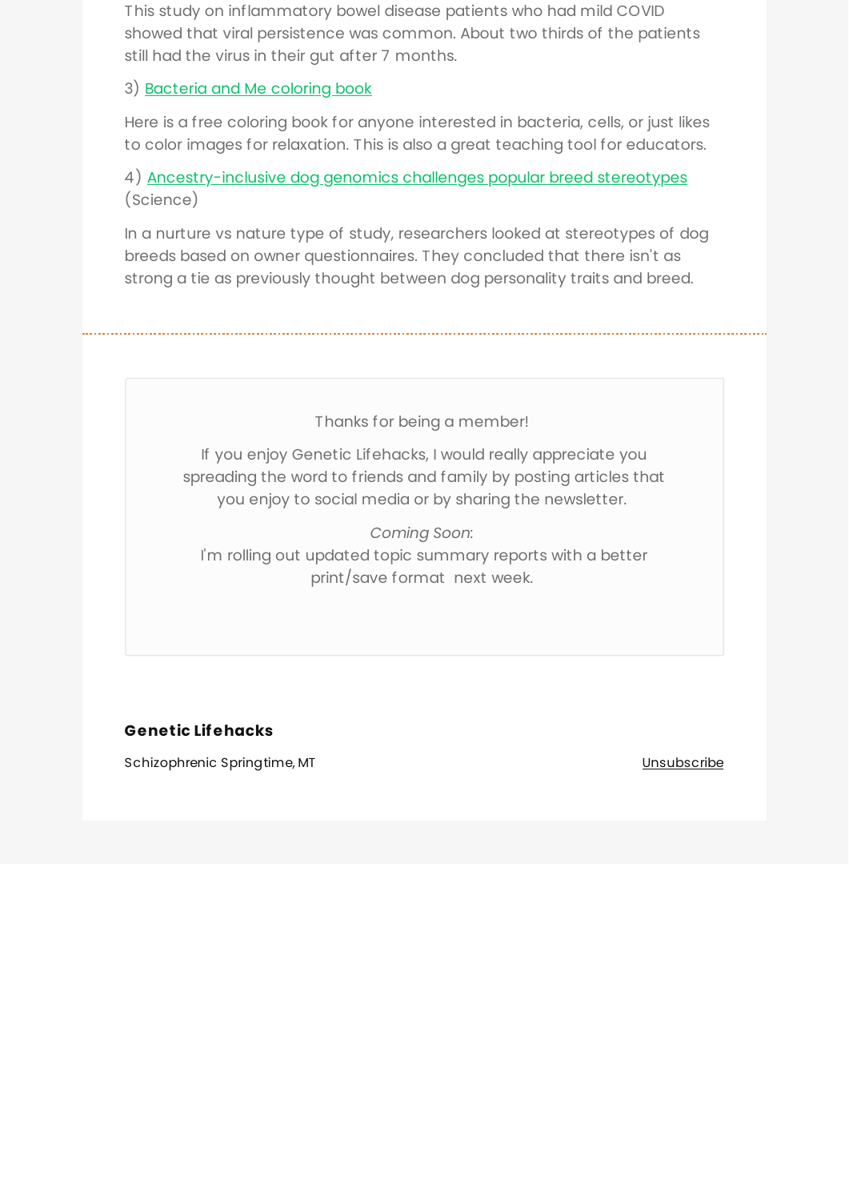This study on inflammatory bowel disease patients who had mild COVID showed that viral persistence was common. About two thirds of the patients still had the virus in their gut after 7 months.

3) [Bacteria and Me coloring book]

Here is a free coloring book for anyone interested in bacteria, cells, or just likes to color images for relaxation. This is also a great teaching tool for educators.

4) [Ancestry-inclusive dog genomics challenges popular breed stereotypes] (Science)

In a nurture vs nature type of study, researchers looked at stereotypes of dog breeds based on owner questionnaires. They concluded that there isn't as strong a tie as previously thought between dog personality traits and breed.

---

Thanks for being a member!

If you enjoy Genetic Lifehacks, I would really appreciate you spreading the word to friends and family by posting articles that you enjoy to social media or by sharing the newsletter.

*Coming Soon*:
I'm rolling out updated topic summary reports with a better print/save format next week.

**Genetic Lifehacks**

Schizophrenic Springtime, MT

Unsubscribe